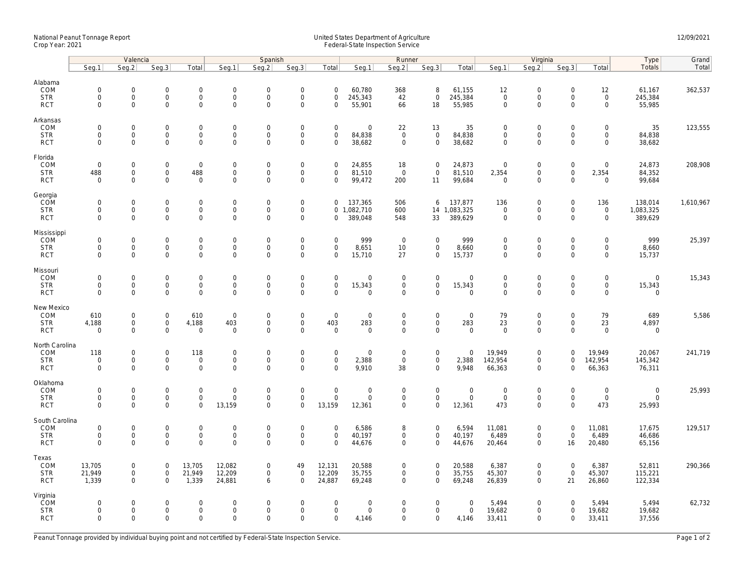National Peanut Tonnage Report
Crop Year: 2021

United States Department of Agriculture
Federal-State Inspection Service

12/09/2021

| | Valencia | | | | Spanish | | | | Runner | | | | Virginia | | | | Type | Grand |
|---|---|---|---|---|---|---|---|---|---|---|---|---|---|---|---|---|---|---|
| | Seg.1 | Seg.2 | Seg.3 | Total | Seg.1 | Seg.2 | Seg.3 | Total | Seg.1 | Seg.2 | Seg.3 | Total | Seg.1 | Seg.2 | Seg.3 | Total | Totals | Total |
| **Alabama** | | | | | | | | | | | | | | | | | | |
| COM | 0 | 0 | 0 | 0 | 0 | 0 | 0 | 0 | 60,780 | 368 | 8 | 61,155 | 12 | 0 | 0 | 12 | 61,167 | 362,537 |
| STR | 0 | 0 | 0 | 0 | 0 | 0 | 0 | 0 | 245,343 | 42 | 0 | 245,384 | 0 | 0 | 0 | 0 | 245,384 | |
| RCT | 0 | 0 | 0 | 0 | 0 | 0 | 0 | 0 | 55,901 | 66 | 18 | 55,985 | 0 | 0 | 0 | 0 | 55,985 | |
| **Arkansas** | | | | | | | | | | | | | | | | | | |
| COM | 0 | 0 | 0 | 0 | 0 | 0 | 0 | 0 | 0 | 22 | 13 | 35 | 0 | 0 | 0 | 0 | 35 | 123,555 |
| STR | 0 | 0 | 0 | 0 | 0 | 0 | 0 | 0 | 84,838 | 0 | 0 | 84,838 | 0 | 0 | 0 | 0 | 84,838 | |
| RCT | 0 | 0 | 0 | 0 | 0 | 0 | 0 | 0 | 38,682 | 0 | 0 | 38,682 | 0 | 0 | 0 | 0 | 38,682 | |
| **Florida** | | | | | | | | | | | | | | | | | | |
| COM | 0 | 0 | 0 | 0 | 0 | 0 | 0 | 0 | 24,855 | 18 | 0 | 24,873 | 0 | 0 | 0 | 0 | 24,873 | 208,908 |
| STR | 488 | 0 | 0 | 488 | 0 | 0 | 0 | 0 | 81,510 | 0 | 0 | 81,510 | 2,354 | 0 | 0 | 2,354 | 84,352 | |
| RCT | 0 | 0 | 0 | 0 | 0 | 0 | 0 | 0 | 99,472 | 200 | 11 | 99,684 | 0 | 0 | 0 | 0 | 99,684 | |
| **Georgia** | | | | | | | | | | | | | | | | | | |
| COM | 0 | 0 | 0 | 0 | 0 | 0 | 0 | 0 | 137,365 | 506 | 6 | 137,877 | 136 | 0 | 0 | 136 | 138,014 | 1,610,967 |
| STR | 0 | 0 | 0 | 0 | 0 | 0 | 0 | 0 | 1,082,710 | 600 | 14 | 1,083,325 | 0 | 0 | 0 | 0 | 1,083,325 | |
| RCT | 0 | 0 | 0 | 0 | 0 | 0 | 0 | 0 | 389,048 | 548 | 33 | 389,629 | 0 | 0 | 0 | 0 | 389,629 | |
| **Mississippi** | | | | | | | | | | | | | | | | | | |
| COM | 0 | 0 | 0 | 0 | 0 | 0 | 0 | 0 | 999 | 0 | 0 | 999 | 0 | 0 | 0 | 0 | 999 | 25,397 |
| STR | 0 | 0 | 0 | 0 | 0 | 0 | 0 | 0 | 8,651 | 10 | 0 | 8,660 | 0 | 0 | 0 | 0 | 8,660 | |
| RCT | 0 | 0 | 0 | 0 | 0 | 0 | 0 | 0 | 15,710 | 27 | 0 | 15,737 | 0 | 0 | 0 | 0 | 15,737 | |
| **Missouri** | | | | | | | | | | | | | | | | | | |
| COM | 0 | 0 | 0 | 0 | 0 | 0 | 0 | 0 | 0 | 0 | 0 | 0 | 0 | 0 | 0 | 0 | 0 | 15,343 |
| STR | 0 | 0 | 0 | 0 | 0 | 0 | 0 | 0 | 15,343 | 0 | 0 | 15,343 | 0 | 0 | 0 | 0 | 15,343 | |
| RCT | 0 | 0 | 0 | 0 | 0 | 0 | 0 | 0 | 0 | 0 | 0 | 0 | 0 | 0 | 0 | 0 | 0 | |
| **New Mexico** | | | | | | | | | | | | | | | | | | |
| COM | 610 | 0 | 0 | 610 | 0 | 0 | 0 | 0 | 0 | 0 | 0 | 0 | 79 | 0 | 0 | 79 | 689 | 5,586 |
| STR | 4,188 | 0 | 0 | 4,188 | 403 | 0 | 0 | 403 | 283 | 0 | 0 | 283 | 23 | 0 | 0 | 23 | 4,897 | |
| RCT | 0 | 0 | 0 | 0 | 0 | 0 | 0 | 0 | 0 | 0 | 0 | 0 | 0 | 0 | 0 | 0 | 0 | |
| **North Carolina** | | | | | | | | | | | | | | | | | | |
| COM | 118 | 0 | 0 | 118 | 0 | 0 | 0 | 0 | 0 | 0 | 0 | 0 | 19,949 | 0 | 0 | 19,949 | 20,067 | 241,719 |
| STR | 0 | 0 | 0 | 0 | 0 | 0 | 0 | 0 | 2,388 | 0 | 0 | 2,388 | 142,954 | 0 | 0 | 142,954 | 145,342 | |
| RCT | 0 | 0 | 0 | 0 | 0 | 0 | 0 | 0 | 9,910 | 38 | 0 | 9,948 | 66,363 | 0 | 0 | 66,363 | 76,311 | |
| **Oklahoma** | | | | | | | | | | | | | | | | | | |
| COM | 0 | 0 | 0 | 0 | 0 | 0 | 0 | 0 | 0 | 0 | 0 | 0 | 0 | 0 | 0 | 0 | 0 | 25,993 |
| STR | 0 | 0 | 0 | 0 | 0 | 0 | 0 | 0 | 0 | 0 | 0 | 0 | 0 | 0 | 0 | 0 | 0 | |
| RCT | 0 | 0 | 0 | 0 | 13,159 | 0 | 0 | 13,159 | 12,361 | 0 | 0 | 12,361 | 473 | 0 | 0 | 473 | 25,993 | |
| **South Carolina** | | | | | | | | | | | | | | | | | | |
| COM | 0 | 0 | 0 | 0 | 0 | 0 | 0 | 0 | 6,586 | 8 | 0 | 6,594 | 11,081 | 0 | 0 | 11,081 | 17,675 | 129,517 |
| STR | 0 | 0 | 0 | 0 | 0 | 0 | 0 | 0 | 40,197 | 0 | 0 | 40,197 | 6,489 | 0 | 0 | 6,489 | 46,686 | |
| RCT | 0 | 0 | 0 | 0 | 0 | 0 | 0 | 0 | 44,676 | 0 | 0 | 44,676 | 20,464 | 0 | 16 | 20,480 | 65,156 | |
| **Texas** | | | | | | | | | | | | | | | | | | |
| COM | 13,705 | 0 | 0 | 13,705 | 12,082 | 0 | 49 | 12,131 | 20,588 | 0 | 0 | 20,588 | 6,387 | 0 | 0 | 6,387 | 52,811 | 290,366 |
| STR | 21,949 | 0 | 0 | 21,949 | 12,209 | 0 | 0 | 12,209 | 35,755 | 0 | 0 | 35,755 | 45,307 | 0 | 0 | 45,307 | 115,221 | |
| RCT | 1,339 | 0 | 0 | 1,339 | 24,881 | 6 | 0 | 24,887 | 69,248 | 0 | 0 | 69,248 | 26,839 | 0 | 21 | 26,860 | 122,334 | |
| **Virginia** | | | | | | | | | | | | | | | | | | |
| COM | 0 | 0 | 0 | 0 | 0 | 0 | 0 | 0 | 0 | 0 | 0 | 0 | 5,494 | 0 | 0 | 5,494 | 5,494 | 62,732 |
| STR | 0 | 0 | 0 | 0 | 0 | 0 | 0 | 0 | 0 | 0 | 0 | 0 | 19,682 | 0 | 0 | 19,682 | 19,682 | |
| RCT | 0 | 0 | 0 | 0 | 0 | 0 | 0 | 0 | 4,146 | 0 | 0 | 4,146 | 33,411 | 0 | 0 | 33,411 | 37,556 | |

Peanut Tonnage provided by individual buying point and not certified by Federal-State Inspection Service.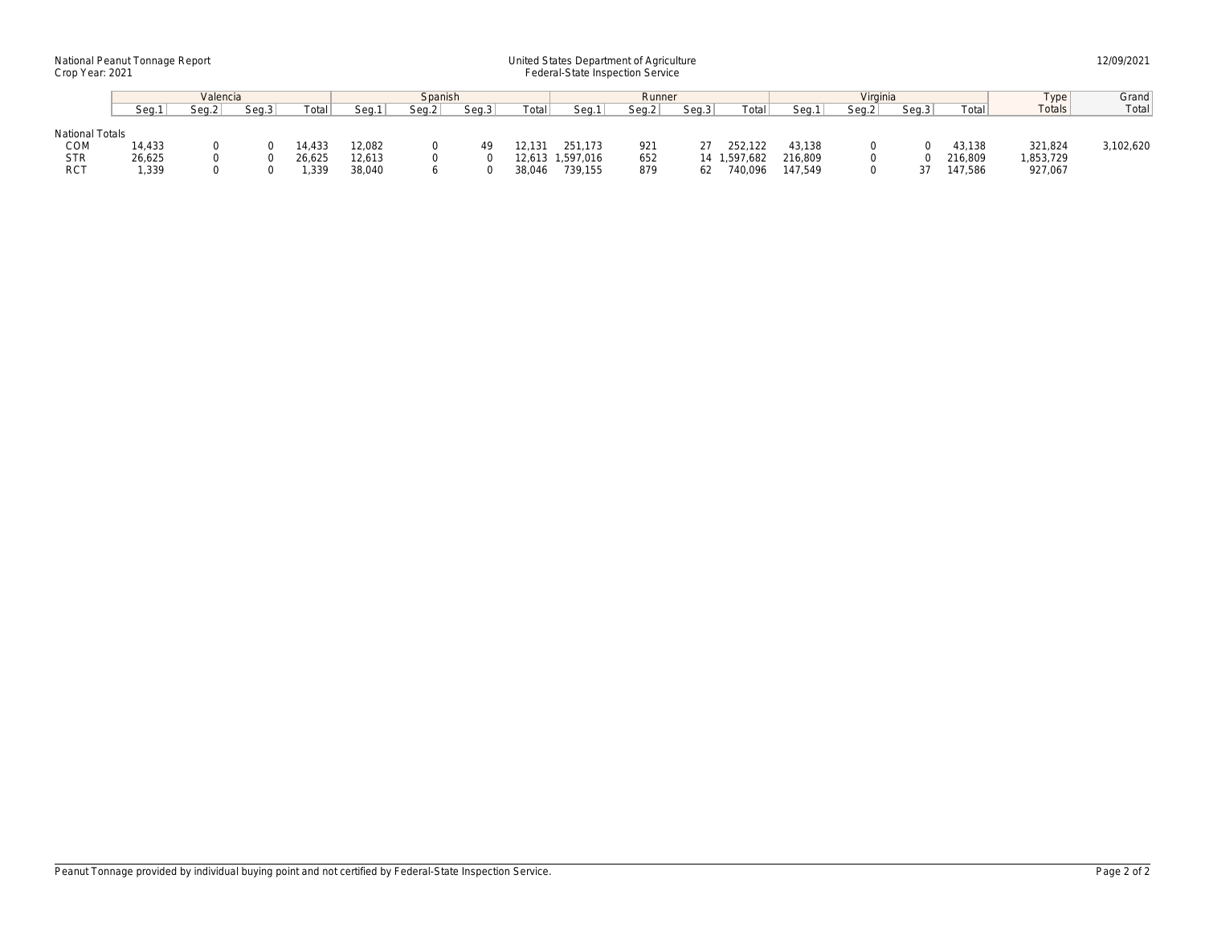National Peanut Tonnage Report
Crop Year: 2021

United States Department of Agriculture
Federal-State Inspection Service

12/09/2021

| | Valencia | | | | Spanish | | | | Runner | | | | Virginia | | | | Type | Grand |
|---|---|---|---|---|---|---|---|---|---|---|---|---|---|---|---|---|---|---|
| | Seg.1 | Seg.2 | Seg.3 | Total | Seg.1 | Seg.2 | Seg.3 | Total | Seg.1 | Seg.2 | Seg.3 | Total | Seg.1 | Seg.2 | Seg.3 | Total | Totals | Total |
| National Totals | | | | | | | | | | | | | | | | | | |
| COM | 14,433 | 0 | 0 | 14,433 | 12,082 | 0 | 49 | 12,131 | 251,173 | 921 | 27 | 252,122 | 43,138 | 0 | 0 | 43,138 | 321,824 | 3,102,620 |
| STR | 26,625 | 0 | 0 | 26,625 | 12,613 | 0 | 0 | 12,613 | 1,597,016 | 652 | 14 | 1,597,682 | 216,809 | 0 | 0 | 216,809 | 1,853,729 | |
| RCT | 1,339 | 0 | 0 | 1,339 | 38,040 | 6 | 0 | 38,046 | 739,155 | 879 | 62 | 740,096 | 147,549 | 0 | 37 | 147,586 | 927,067 | |

Peanut Tonnage provided by individual buying point and not certified by Federal-State Inspection Service.